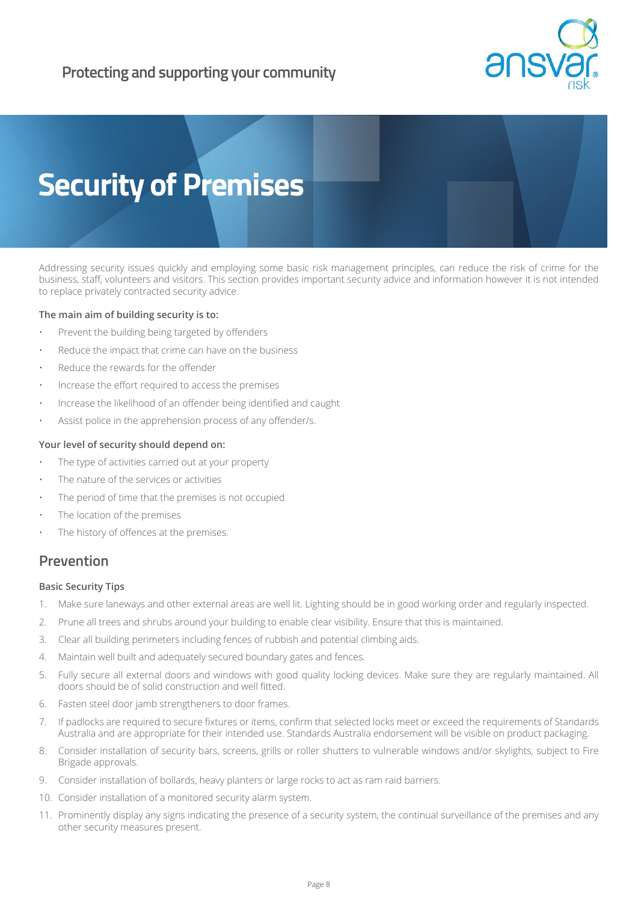Protecting and supporting your community

# Security of Premises

Addressing security issues quickly and employing some basic risk management principles, can reduce the risk of crime for the business, staff, volunteers and visitors. This section provides important security advice and information however it is not intended to replace privately contracted security advice.

**The main aim of building security is to:**

- Prevent the building being targeted by offenders
- Reduce the impact that crime can have on the business
- Reduce the rewards for the offender
- Increase the effort required to access the premises
- Increase the likelihood of an offender being identified and caught
- Assist police in the apprehension process of any offender/s.

**Your level of security should depend on:**

- The type of activities carried out at your property
- The nature of the services or activities
- The period of time that the premises is not occupied
- The location of the premises
- The history of offences at the premises.

## Prevention

### Basic Security Tips

1. Make sure laneways and other external areas are well lit. Lighting should be in good working order and regularly inspected.
2. Prune all trees and shrubs around your building to enable clear visibility. Ensure that this is maintained.
3. Clear all building perimeters including fences of rubbish and potential climbing aids.
4. Maintain well built and adequately secured boundary gates and fences.
5. Fully secure all external doors and windows with good quality locking devices. Make sure they are regularly maintained. All doors should be of solid construction and well fitted.
6. Fasten steel door jamb strengtheners to door frames.
7. If padlocks are required to secure fixtures or items, confirm that selected locks meet or exceed the requirements of Standards Australia and are appropriate for their intended use. Standards Australia endorsement will be visible on product packaging.
8. Consider installation of security bars, screens, grills or roller shutters to vulnerable windows and/or skylights, subject to Fire Brigade approvals.
9. Consider installation of bollards, heavy planters or large rocks to act as ram raid barriers.
10. Consider installation of a monitored security alarm system.
11. Prominently display any signs indicating the presence of a security system, the continual surveillance of the premises and any other security measures present.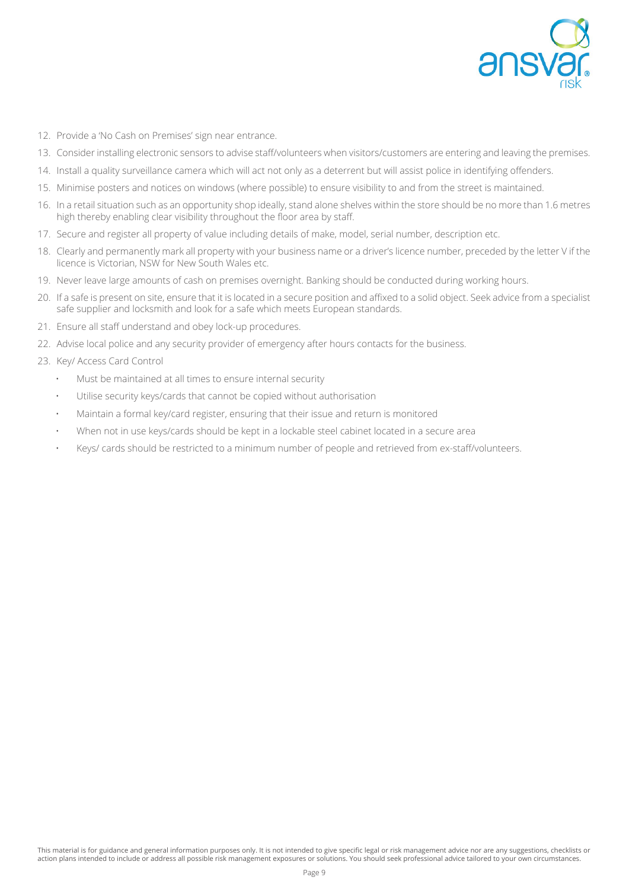12. Provide a 'No Cash on Premises' sign near entrance.
13. Consider installing electronic sensors to advise staff/volunteers when visitors/customers are entering and leaving the premises.
14. Install a quality surveillance camera which will act not only as a deterrent but will assist police in identifying offenders.
15. Minimise posters and notices on windows (where possible) to ensure visibility to and from the street is maintained.
16. In a retail situation such as an opportunity shop ideally, stand alone shelves within the store should be no more than 1.6 metres high thereby enabling clear visibility throughout the floor area by staff.
17. Secure and register all property of value including details of make, model, serial number, description etc.
18. Clearly and permanently mark all property with your business name or a driver's licence number, preceded by the letter V if the licence is Victorian, NSW for New South Wales etc.
19. Never leave large amounts of cash on premises overnight. Banking should be conducted during working hours.
20. If a safe is present on site, ensure that it is located in a secure position and affixed to a solid object. Seek advice from a specialist safe supplier and locksmith and look for a safe which meets European standards.
21. Ensure all staff understand and obey lock-up procedures.
22. Advise local police and any security provider of emergency after hours contacts for the business.
23. Key/ Access Card Control
    - Must be maintained at all times to ensure internal security
    - Utilise security keys/cards that cannot be copied without authorisation
    - Maintain a formal key/card register, ensuring that their issue and return is monitored
    - When not in use keys/cards should be kept in a lockable steel cabinet located in a secure area
    - Keys/ cards should be restricted to a minimum number of people and retrieved from ex-staff/volunteers.

This material is for guidance and general information purposes only. It is not intended to give specific legal or risk management advice nor are any suggestions, checklists or action plans intended to include or address all possible risk management exposures or solutions. You should seek professional advice tailored to your own circumstances.